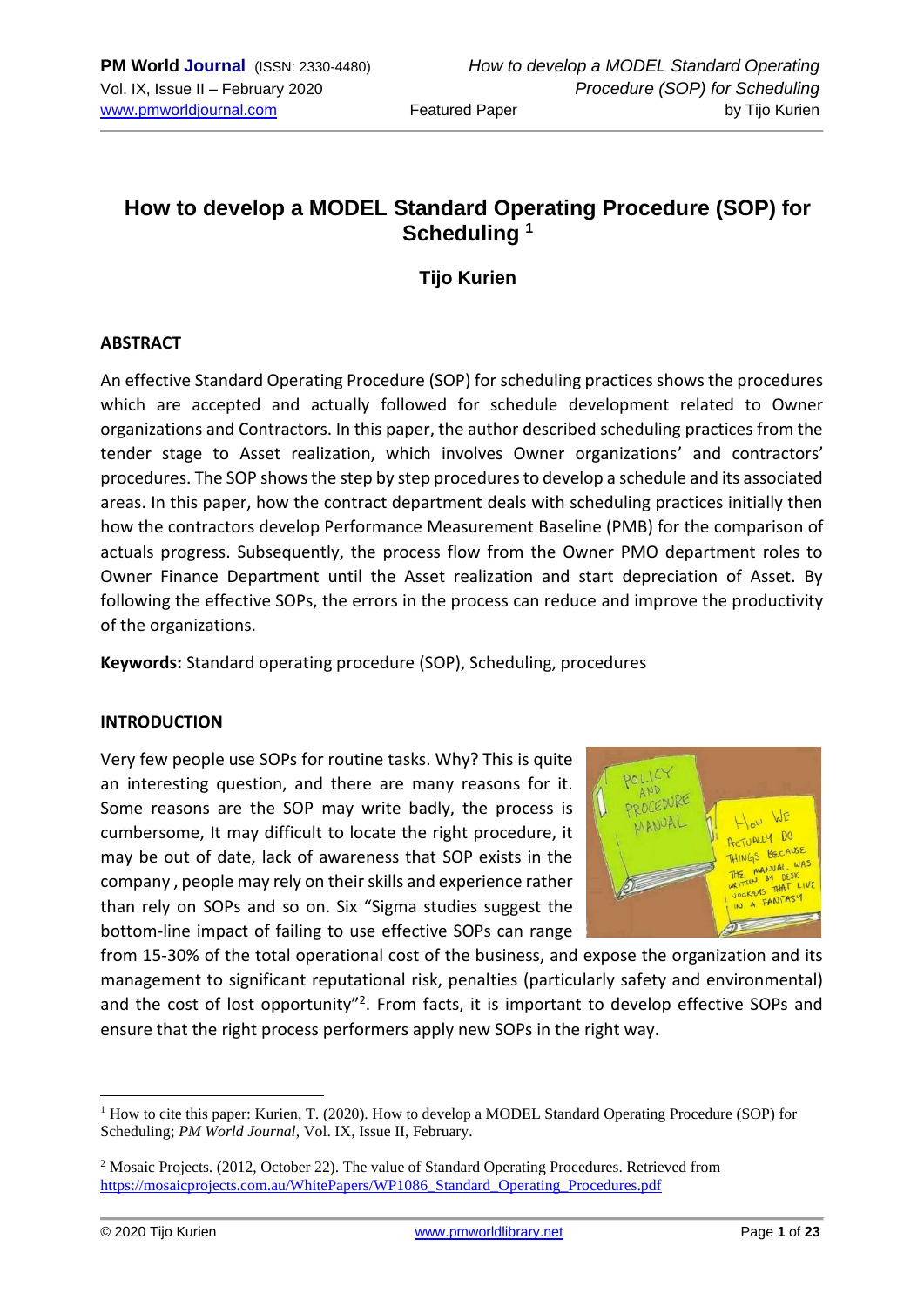# How to develop a MODEL Standard Operating Procedure (SOP) for Scheduling [1]

### Tijo Kurien

## ABSTRACT

An effective Standard Operating Procedure (SOP) for scheduling practices shows the procedures which are accepted and actually followed for schedule development related to Owner organizations and Contractors. In this paper, the author described scheduling practices from the tender stage to Asset realization, which involves Owner organizations' and contractors' procedures. The SOP shows the step by step procedures to develop a schedule and its associated areas. In this paper, how the contract department deals with scheduling practices initially then how the contractors develop Performance Measurement Baseline (PMB) for the comparison of actuals progress. Subsequently, the process flow from the Owner PMO department roles to Owner Finance Department until the Asset realization and start depreciation of Asset. By following the effective SOPs, the errors in the process can reduce and improve the productivity of the organizations.

**Keywords:** Standard operating procedure (SOP), Scheduling, procedures

## INTRODUCTION

Very few people use SOPs for routine tasks. Why? This is quite an interesting question, and there are many reasons for it. Some reasons are the SOP may write badly, the process is cumbersome, It may difficult to locate the right procedure, it may be out of date, lack of awareness that SOP exists in the company , people may rely on their skills and experience rather than rely on SOPs and so on. Six "Sigma studies suggest the bottom-line impact of failing to use effective SOPs can range from 15-30% of the total operational cost of the business, and expose the organization and its management to significant reputational risk, penalties (particularly safety and environmental) and the cost of lost opportunity"[2]. From facts, it is important to develop effective SOPs and ensure that the right process performers apply new SOPs in the right way.

---

[1] How to cite this paper: Kurien, T. (2020). How to develop a MODEL Standard Operating Procedure (SOP) for Scheduling; *PM World Journal*, Vol. IX, Issue II, February.

[2] Mosaic Projects. (2012, October 22). The value of Standard Operating Procedures. Retrieved from https://mosaicprojects.com.au/WhitePapers/WP1086_Standard_Operating_Procedures.pdf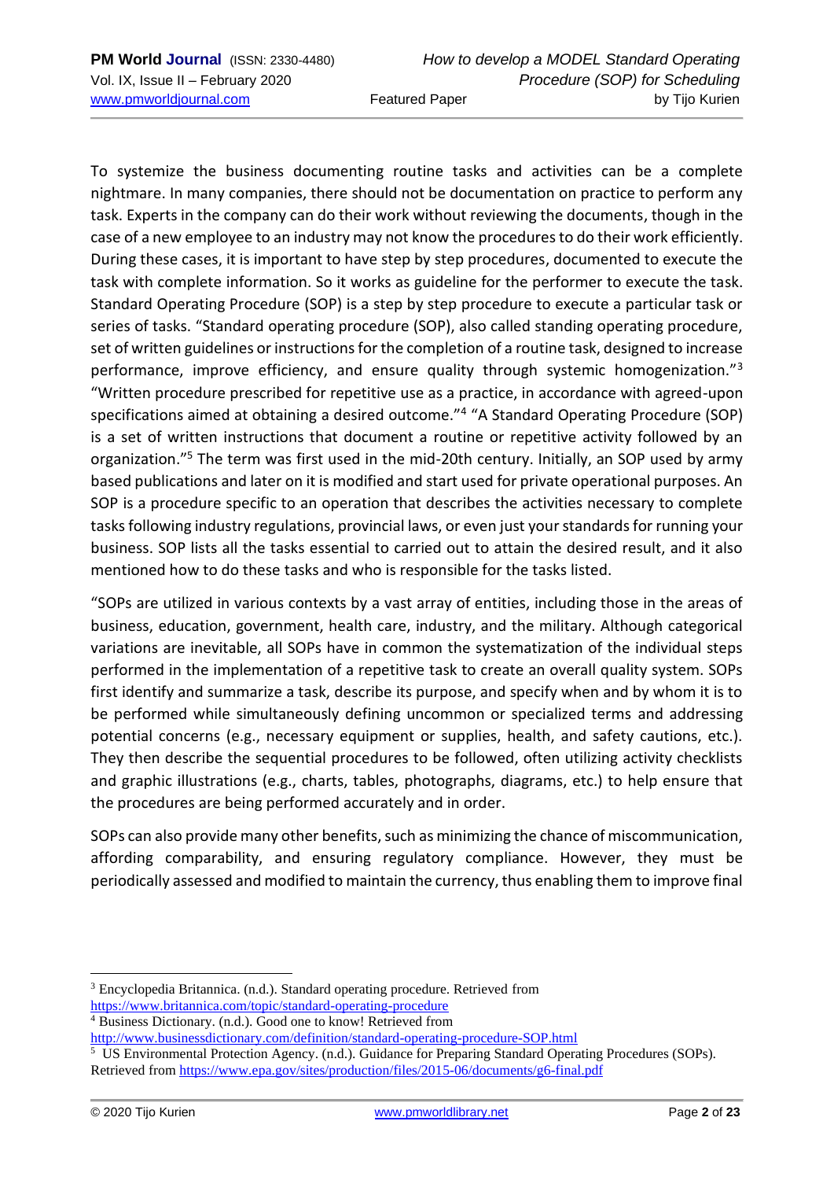To systemize the business documenting routine tasks and activities can be a complete nightmare. In many companies, there should not be documentation on practice to perform any task. Experts in the company can do their work without reviewing the documents, though in the case of a new employee to an industry may not know the procedures to do their work efficiently. During these cases, it is important to have step by step procedures, documented to execute the task with complete information. So it works as guideline for the performer to execute the task. Standard Operating Procedure (SOP) is a step by step procedure to execute a particular task or series of tasks. "Standard operating procedure (SOP), also called standing operating procedure, set of written guidelines or instructions for the completion of a routine task, designed to increase performance, improve efficiency, and ensure quality through systemic homogenization."[3] "Written procedure prescribed for repetitive use as a practice, in accordance with agreed-upon specifications aimed at obtaining a desired outcome."[4] "A Standard Operating Procedure (SOP) is a set of written instructions that document a routine or repetitive activity followed by an organization."[5] The term was first used in the mid-20th century. Initially, an SOP used by army based publications and later on it is modified and start used for private operational purposes. An SOP is a procedure specific to an operation that describes the activities necessary to complete tasks following industry regulations, provincial laws, or even just your standards for running your business. SOP lists all the tasks essential to carried out to attain the desired result, and it also mentioned how to do these tasks and who is responsible for the tasks listed.

"SOPs are utilized in various contexts by a vast array of entities, including those in the areas of business, education, government, health care, industry, and the military. Although categorical variations are inevitable, all SOPs have in common the systematization of the individual steps performed in the implementation of a repetitive task to create an overall quality system. SOPs first identify and summarize a task, describe its purpose, and specify when and by whom it is to be performed while simultaneously defining uncommon or specialized terms and addressing potential concerns (e.g., necessary equipment or supplies, health, and safety cautions, etc.). They then describe the sequential procedures to be followed, often utilizing activity checklists and graphic illustrations (e.g., charts, tables, photographs, diagrams, etc.) to help ensure that the procedures are being performed accurately and in order.

SOPs can also provide many other benefits, such as minimizing the chance of miscommunication, affording comparability, and ensuring regulatory compliance. However, they must be periodically assessed and modified to maintain the currency, thus enabling them to improve final

---

[3] Encyclopedia Britannica. (n.d.). Standard operating procedure. Retrieved from https://www.britannica.com/topic/standard-operating-procedure

[4] Business Dictionary. (n.d.). Good one to know! Retrieved from http://www.businessdictionary.com/definition/standard-operating-procedure-SOP.html

[5] US Environmental Protection Agency. (n.d.). Guidance for Preparing Standard Operating Procedures (SOPs). Retrieved from https://www.epa.gov/sites/production/files/2015-06/documents/g6-final.pdf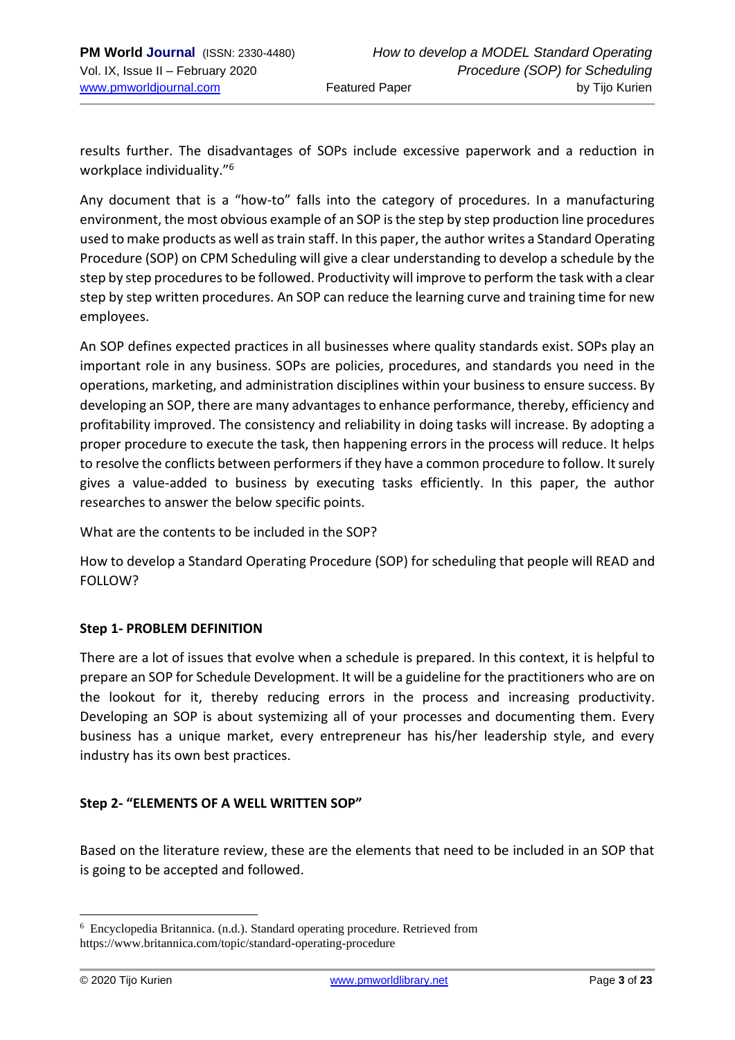results further. The disadvantages of SOPs include excessive paperwork and a reduction in workplace individuality."[6]

Any document that is a "how-to" falls into the category of procedures. In a manufacturing environment, the most obvious example of an SOP is the step by step production line procedures used to make products as well as train staff. In this paper, the author writes a Standard Operating Procedure (SOP) on CPM Scheduling will give a clear understanding to develop a schedule by the step by step procedures to be followed. Productivity will improve to perform the task with a clear step by step written procedures. An SOP can reduce the learning curve and training time for new employees.

An SOP defines expected practices in all businesses where quality standards exist. SOPs play an important role in any business. SOPs are policies, procedures, and standards you need in the operations, marketing, and administration disciplines within your business to ensure success. By developing an SOP, there are many advantages to enhance performance, thereby, efficiency and profitability improved. The consistency and reliability in doing tasks will increase. By adopting a proper procedure to execute the task, then happening errors in the process will reduce. It helps to resolve the conflicts between performers if they have a common procedure to follow. It surely gives a value-added to business by executing tasks efficiently. In this paper, the author researches to answer the below specific points.

What are the contents to be included in the SOP?

How to develop a Standard Operating Procedure (SOP) for scheduling that people will READ and FOLLOW?

**Step 1- PROBLEM DEFINITION**

There are a lot of issues that evolve when a schedule is prepared. In this context, it is helpful to prepare an SOP for Schedule Development. It will be a guideline for the practitioners who are on the lookout for it, thereby reducing errors in the process and increasing productivity. Developing an SOP is about systemizing all of your processes and documenting them. Every business has a unique market, every entrepreneur has his/her leadership style, and every industry has its own best practices.

**Step 2- "ELEMENTS OF A WELL WRITTEN SOP"**

Based on the literature review, these are the elements that need to be included in an SOP that is going to be accepted and followed.

---

[6] Encyclopedia Britannica. (n.d.). Standard operating procedure. Retrieved from https://www.britannica.com/topic/standard-operating-procedure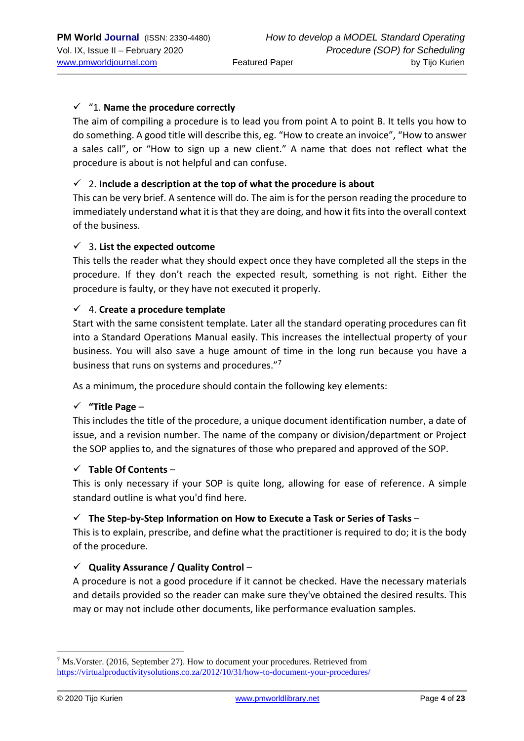- ✓ "1. **Name the procedure correctly**

  The aim of compiling a procedure is to lead you from point A to point B. It tells you how to do something. A good title will describe this, eg. "How to create an invoice", "How to answer a sales call", or "How to sign up a new client." A name that does not reflect what the procedure is about is not helpful and can confuse.

- ✓ 2. **Include a description at the top of what the procedure is about**

  This can be very brief. A sentence will do. The aim is for the person reading the procedure to immediately understand what it is that they are doing, and how it fits into the overall context of the business.

- ✓ 3**. List the expected outcome**

  This tells the reader what they should expect once they have completed all the steps in the procedure. If they don't reach the expected result, something is not right. Either the procedure is faulty, or they have not executed it properly.

- ✓ 4. **Create a procedure template**

  Start with the same consistent template. Later all the standard operating procedures can fit into a Standard Operations Manual easily. This increases the intellectual property of your business. You will also save a huge amount of time in the long run because you have a business that runs on systems and procedures."[7]

As a minimum, the procedure should contain the following key elements:

- ✓ **"Title Page** –

  This includes the title of the procedure, a unique document identification number, a date of issue, and a revision number. The name of the company or division/department or Project the SOP applies to, and the signatures of those who prepared and approved of the SOP.

- ✓ **Table Of Contents** –

  This is only necessary if your SOP is quite long, allowing for ease of reference. A simple standard outline is what you'd find here.

- ✓ **The Step-by-Step Information on How to Execute a Task or Series of Tasks** –

  This is to explain, prescribe, and define what the practitioner is required to do; it is the body of the procedure.

- ✓ **Quality Assurance / Quality Control** –

  A procedure is not a good procedure if it cannot be checked. Have the necessary materials and details provided so the reader can make sure they've obtained the desired results. This may or may not include other documents, like performance evaluation samples.

---

[7] Ms.Vorster. (2016, September 27). How to document your procedures. Retrieved from https://virtualproductivitysolutions.co.za/2012/10/31/how-to-document-your-procedures/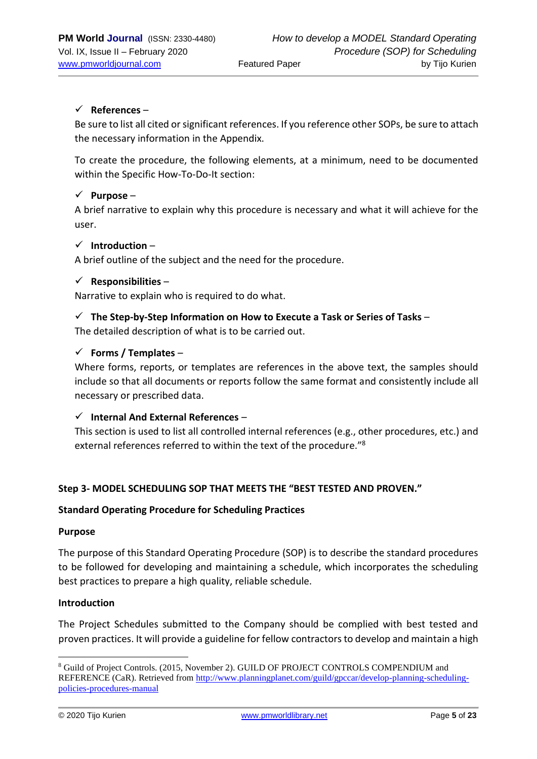- ✓ **References** –

  Be sure to list all cited or significant references. If you reference other SOPs, be sure to attach the necessary information in the Appendix.

  To create the procedure, the following elements, at a minimum, need to be documented within the Specific How-To-Do-It section:

- ✓ **Purpose** –

  A brief narrative to explain why this procedure is necessary and what it will achieve for the user.

- ✓ **Introduction** –

  A brief outline of the subject and the need for the procedure.

- ✓ **Responsibilities** –

  Narrative to explain who is required to do what.

- ✓ **The Step-by-Step Information on How to Execute a Task or Series of Tasks** –

  The detailed description of what is to be carried out.

- ✓ **Forms / Templates** –

  Where forms, reports, or templates are references in the above text, the samples should include so that all documents or reports follow the same format and consistently include all necessary or prescribed data.

- ✓ **Internal And External References** –

  This section is used to list all controlled internal references (e.g., other procedures, etc.) and external references referred to within the text of the procedure."[8]

**Step 3- MODEL SCHEDULING SOP THAT MEETS THE "BEST TESTED AND PROVEN."**

**Standard Operating Procedure for Scheduling Practices**

**Purpose**

The purpose of this Standard Operating Procedure (SOP) is to describe the standard procedures to be followed for developing and maintaining a schedule, which incorporates the scheduling best practices to prepare a high quality, reliable schedule.

**Introduction**

The Project Schedules submitted to the Company should be complied with best tested and proven practices. It will provide a guideline for fellow contractors to develop and maintain a high

---

[8] Guild of Project Controls. (2015, November 2). GUILD OF PROJECT CONTROLS COMPENDIUM and REFERENCE (CaR). Retrieved from http://www.planningplanet.com/guild/gpccar/develop-planning-scheduling-policies-procedures-manual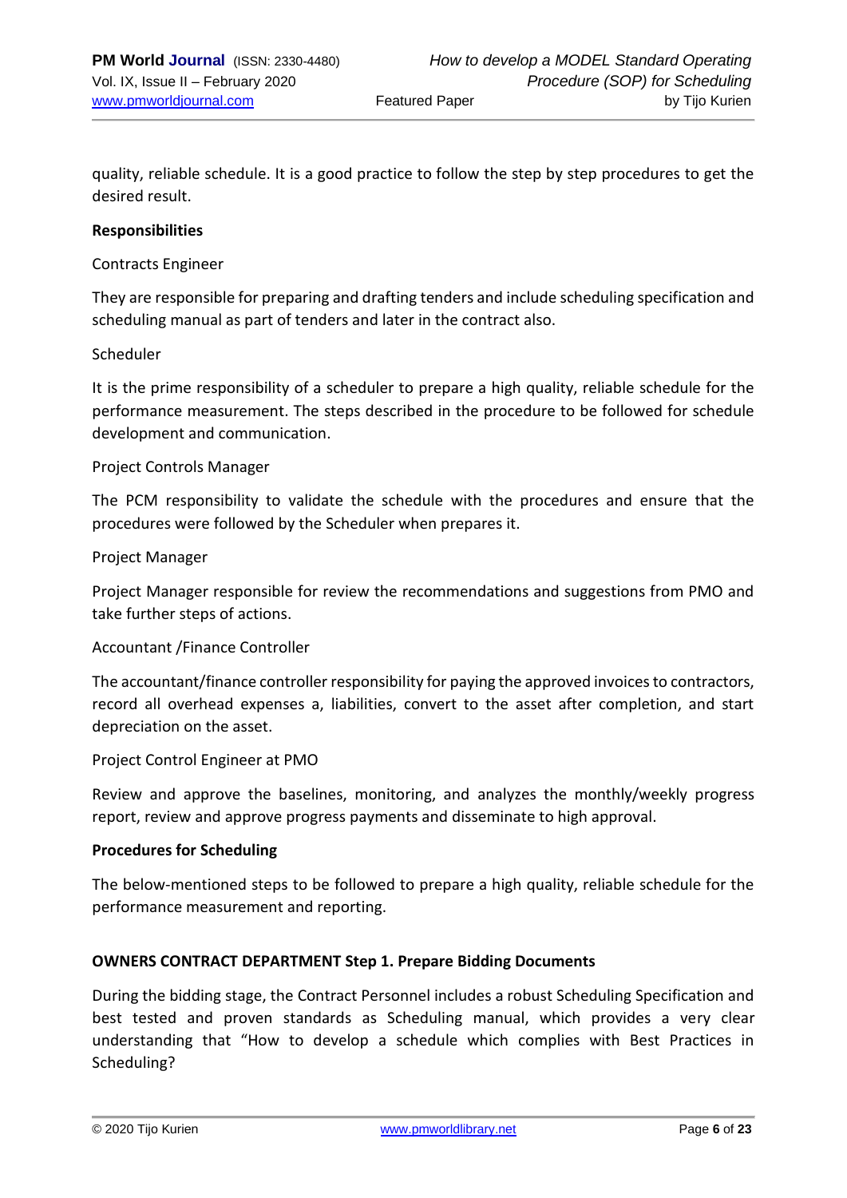quality, reliable schedule. It is a good practice to follow the step by step procedures to get the desired result.

**Responsibilities**

Contracts Engineer

They are responsible for preparing and drafting tenders and include scheduling specification and scheduling manual as part of tenders and later in the contract also.

Scheduler

It is the prime responsibility of a scheduler to prepare a high quality, reliable schedule for the performance measurement. The steps described in the procedure to be followed for schedule development and communication.

Project Controls Manager

The PCM responsibility to validate the schedule with the procedures and ensure that the procedures were followed by the Scheduler when prepares it.

Project Manager

Project Manager responsible for review the recommendations and suggestions from PMO and take further steps of actions.

Accountant /Finance Controller

The accountant/finance controller responsibility for paying the approved invoices to contractors, record all overhead expenses a, liabilities, convert to the asset after completion, and start depreciation on the asset.

Project Control Engineer at PMO

Review and approve the baselines, monitoring, and analyzes the monthly/weekly progress report, review and approve progress payments and disseminate to high approval.

**Procedures for Scheduling**

The below-mentioned steps to be followed to prepare a high quality, reliable schedule for the performance measurement and reporting.

**OWNERS CONTRACT DEPARTMENT Step 1. Prepare Bidding Documents**

During the bidding stage, the Contract Personnel includes a robust Scheduling Specification and best tested and proven standards as Scheduling manual, which provides a very clear understanding that "How to develop a schedule which complies with Best Practices in Scheduling?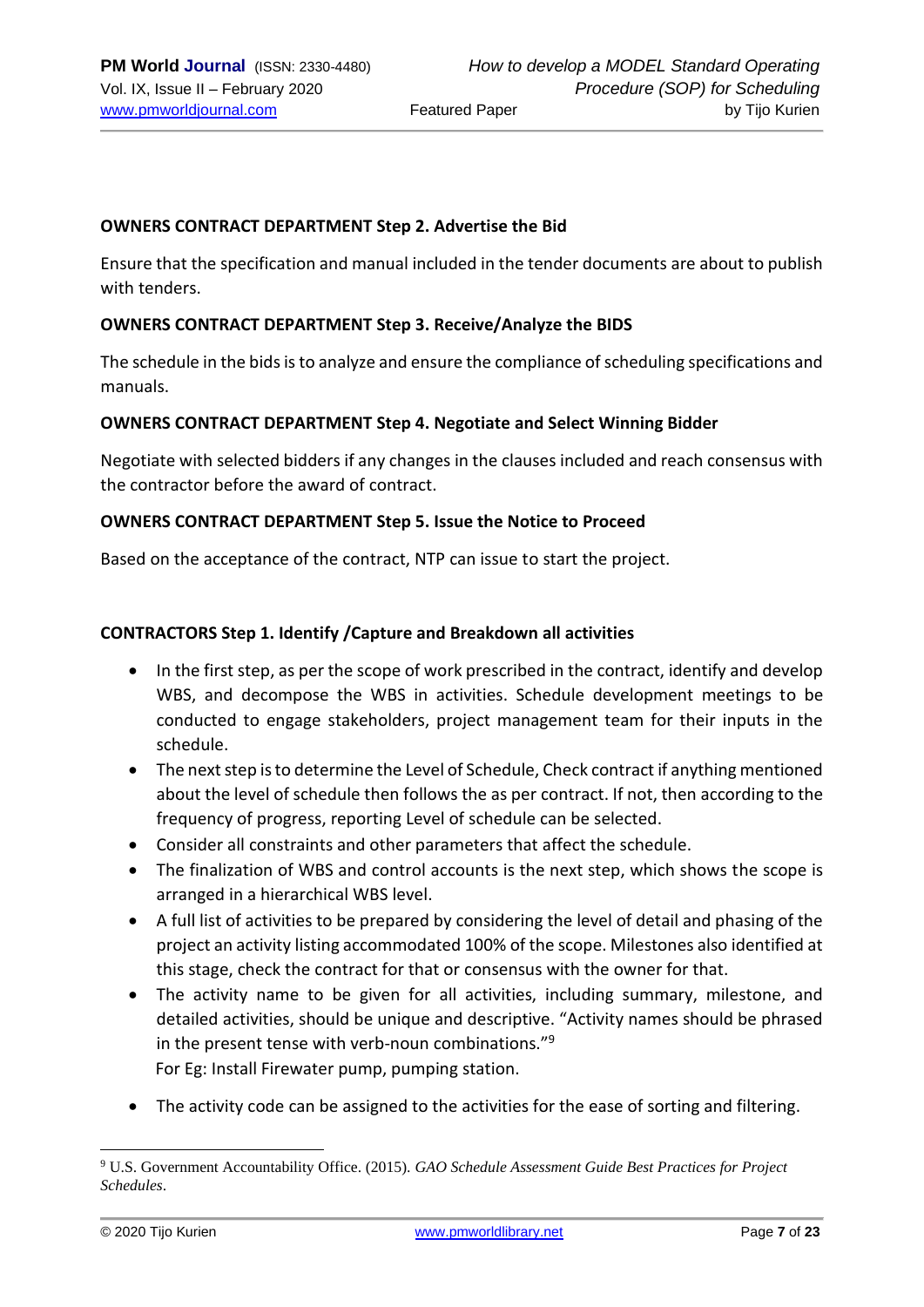**OWNERS CONTRACT DEPARTMENT Step 2. Advertise the Bid**

Ensure that the specification and manual included in the tender documents are about to publish with tenders.

**OWNERS CONTRACT DEPARTMENT Step 3. Receive/Analyze the BIDS**

The schedule in the bids is to analyze and ensure the compliance of scheduling specifications and manuals.

**OWNERS CONTRACT DEPARTMENT Step 4. Negotiate and Select Winning Bidder**

Negotiate with selected bidders if any changes in the clauses included and reach consensus with the contractor before the award of contract.

**OWNERS CONTRACT DEPARTMENT Step 5. Issue the Notice to Proceed**

Based on the acceptance of the contract, NTP can issue to start the project.

**CONTRACTORS Step 1. Identify /Capture and Breakdown all activities**

- In the first step, as per the scope of work prescribed in the contract, identify and develop WBS, and decompose the WBS in activities. Schedule development meetings to be conducted to engage stakeholders, project management team for their inputs in the schedule.
- The next step is to determine the Level of Schedule, Check contract if anything mentioned about the level of schedule then follows the as per contract. If not, then according to the frequency of progress, reporting Level of schedule can be selected.
- Consider all constraints and other parameters that affect the schedule.
- The finalization of WBS and control accounts is the next step, which shows the scope is arranged in a hierarchical WBS level.
- A full list of activities to be prepared by considering the level of detail and phasing of the project an activity listing accommodated 100% of the scope. Milestones also identified at this stage, check the contract for that or consensus with the owner for that.
- The activity name to be given for all activities, including summary, milestone, and detailed activities, should be unique and descriptive. "Activity names should be phrased in the present tense with verb-noun combinations."[9]
  For Eg: Install Firewater pump, pumping station.
- The activity code can be assigned to the activities for the ease of sorting and filtering.

[9] U.S. Government Accountability Office. (2015). *GAO Schedule Assessment Guide Best Practices for Project Schedules*.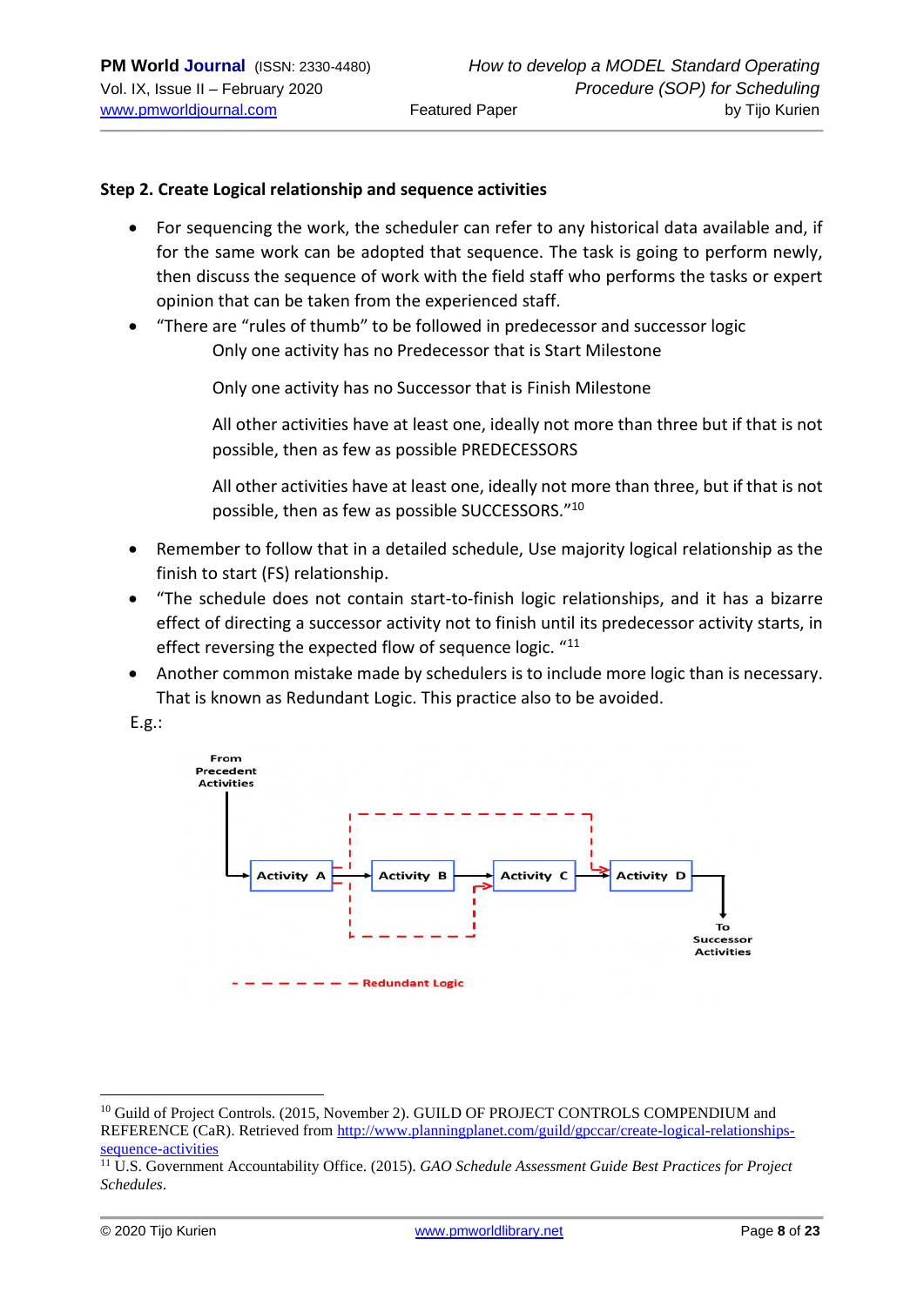**Step 2. Create Logical relationship and sequence activities**

- For sequencing the work, the scheduler can refer to any historical data available and, if for the same work can be adopted that sequence. The task is going to perform newly, then discuss the sequence of work with the field staff who performs the tasks or expert opinion that can be taken from the experienced staff.
- "There are "rules of thumb" to be followed in predecessor and successor logic

  Only one activity has no Predecessor that is Start Milestone

  Only one activity has no Successor that is Finish Milestone

  All other activities have at least one, ideally not more than three but if that is not possible, then as few as possible PREDECESSORS

  All other activities have at least one, ideally not more than three, but if that is not possible, then as few as possible SUCCESSORS."[10]
- Remember to follow that in a detailed schedule, Use majority logical relationship as the finish to start (FS) relationship.
- "The schedule does not contain start-to-finish logic relationships, and it has a bizarre effect of directing a successor activity not to finish until its predecessor activity starts, in effect reversing the expected flow of sequence logic. "[11]
- Another common mistake made by schedulers is to include more logic than is necessary. That is known as Redundant Logic. This practice also to be avoided.

E.g.:

From Precedent Activities → Activity A → Activity B → Activity C → Activity D → To Successor Activities

- - - - - - - - Redundant Logic

---

[10] Guild of Project Controls. (2015, November 2). GUILD OF PROJECT CONTROLS COMPENDIUM and REFERENCE (CaR). Retrieved from http://www.planningplanet.com/guild/gpccar/create-logical-relationships-sequence-activities

[11] U.S. Government Accountability Office. (2015). *GAO Schedule Assessment Guide Best Practices for Project Schedules.*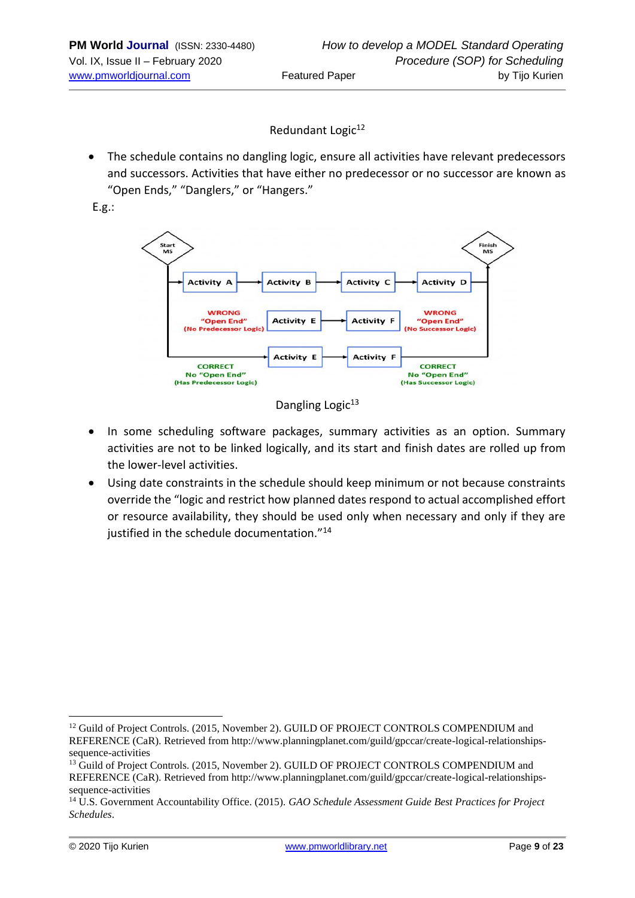Redundant Logic[12]

- The schedule contains no dangling logic, ensure all activities have relevant predecessors and successors. Activities that have either no predecessor or no successor are known as "Open Ends," "Danglers," or "Hangers."

E.g.:

Start MS | Finish MS

Activity A → Activity B → Activity C → Activity D

WRONG "Open End" (No Predecessor Logic) | Activity E → Activity F | WRONG "Open End" (No Successor Logic)

Activity E → Activity F

CORRECT No "Open End" (Has Predecessor Logic) | CORRECT No "Open End" (Has Successor Logic)

Dangling Logic[13]

- In some scheduling software packages, summary activities as an option. Summary activities are not to be linked logically, and its start and finish dates are rolled up from the lower-level activities.
- Using date constraints in the schedule should keep minimum or not because constraints override the "logic and restrict how planned dates respond to actual accomplished effort or resource availability, they should be used only when necessary and only if they are justified in the schedule documentation."[14]

---

[12] Guild of Project Controls. (2015, November 2). GUILD OF PROJECT CONTROLS COMPENDIUM and REFERENCE (CaR). Retrieved from http://www.planningplanet.com/guild/gpccar/create-logical-relationships-sequence-activities

[13] Guild of Project Controls. (2015, November 2). GUILD OF PROJECT CONTROLS COMPENDIUM and REFERENCE (CaR). Retrieved from http://www.planningplanet.com/guild/gpccar/create-logical-relationships-sequence-activities

[14] U.S. Government Accountability Office. (2015). *GAO Schedule Assessment Guide Best Practices for Project Schedules*.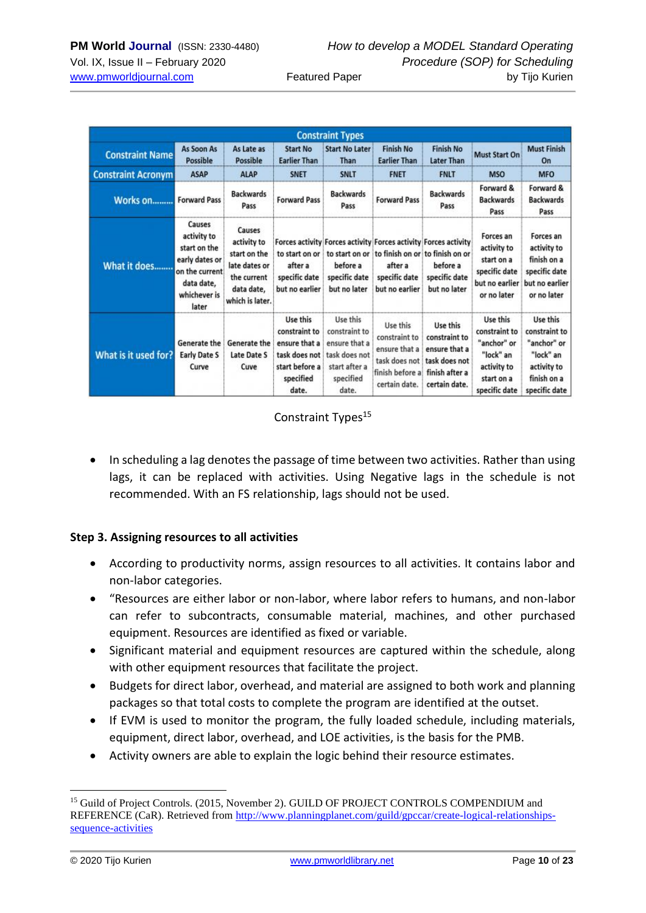| Constraint Types | | | | | | | | |
|---|---|---|---|---|---|---|---|---|
| **Constraint Name** | As Soon As Possible | As Late as Possible | Start No Earlier Than | Start No Later Than | Finish No Earlier Than | Finish No Later Than | Must Start On | Must Finish On |
| **Constraint Acronym** | ASAP | ALAP | SNET | SNLT | FNET | FNLT | MSO | MFO |
| **Works on........** | Forward Pass | Backwards Pass | Forward Pass | Backwards Pass | Forward Pass | Backwards Pass | Forward & Backwards Pass | Forward & Backwards Pass |
| **What it does........** | Causes activity to start on the early dates or on the current data date, whichever is later | Causes activity to start on the late dates or the current data date, which is later. | Forces activity to start on or after a specific date but no earlier | Forces activity to start on or before a specific date but no later | Forces activity to finish on or after a specific date but no earlier | Forces activity to finish on or before a specific date but no later | Forces an activity to start on a specific date but no earlier or no later | Forces an activity to finish on a specific date but no earlier or no later |
| **What is it used for?** | Generate the Early Date S Curve | Generate the Late Date S Cuve | Use this constraint to ensure that a task does not start before a specified date. | Use this constraint to ensure that a task does not start after a specified date. | Use this constraint to ensure that a task does not finish before a certain date. | Use this constraint to ensure that a task does not finish after a certain date. | Use this constraint to "anchor" or "lock" an activity to start on a specific date | Use this constraint to "anchor" or "lock" an activity to finish on a specific date |

Constraint Types[15]

- In scheduling a lag denotes the passage of time between two activities. Rather than using lags, it can be replaced with activities. Using Negative lags in the schedule is not recommended. With an FS relationship, lags should not be used.

**Step 3. Assigning resources to all activities**

- According to productivity norms, assign resources to all activities. It contains labor and non-labor categories.
- "Resources are either labor or non-labor, where labor refers to humans, and non-labor can refer to subcontracts, consumable material, machines, and other purchased equipment. Resources are identified as fixed or variable.
- Significant material and equipment resources are captured within the schedule, along with other equipment resources that facilitate the project.
- Budgets for direct labor, overhead, and material are assigned to both work and planning packages so that total costs to complete the program are identified at the outset.
- If EVM is used to monitor the program, the fully loaded schedule, including materials, equipment, direct labor, overhead, and LOE activities, is the basis for the PMB.
- Activity owners are able to explain the logic behind their resource estimates.

---

[15] Guild of Project Controls. (2015, November 2). GUILD OF PROJECT CONTROLS COMPENDIUM and REFERENCE (CaR). Retrieved from http://www.planningplanet.com/guild/gpccar/create-logical-relationships-sequence-activities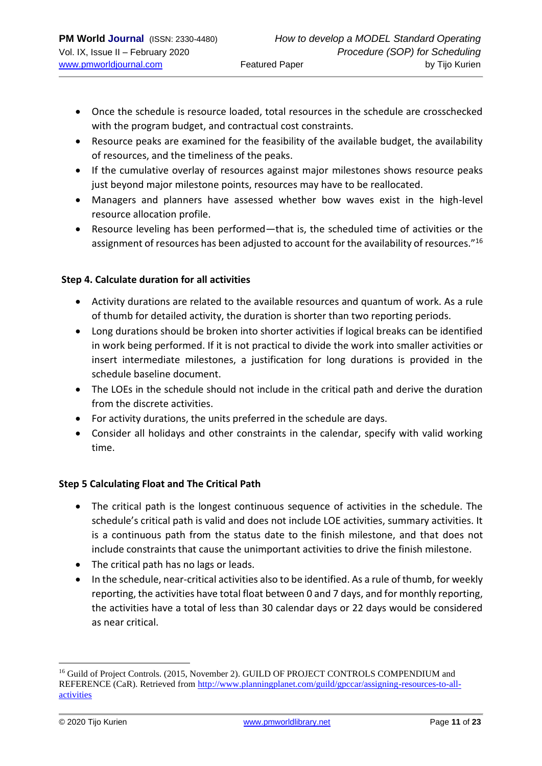- Once the schedule is resource loaded, total resources in the schedule are crosschecked with the program budget, and contractual cost constraints.
- Resource peaks are examined for the feasibility of the available budget, the availability of resources, and the timeliness of the peaks.
- If the cumulative overlay of resources against major milestones shows resource peaks just beyond major milestone points, resources may have to be reallocated.
- Managers and planners have assessed whether bow waves exist in the high-level resource allocation profile.
- Resource leveling has been performed—that is, the scheduled time of activities or the assignment of resources has been adjusted to account for the availability of resources."[16]

**Step 4. Calculate duration for all activities**

- Activity durations are related to the available resources and quantum of work. As a rule of thumb for detailed activity, the duration is shorter than two reporting periods.
- Long durations should be broken into shorter activities if logical breaks can be identified in work being performed. If it is not practical to divide the work into smaller activities or insert intermediate milestones, a justification for long durations is provided in the schedule baseline document.
- The LOEs in the schedule should not include in the critical path and derive the duration from the discrete activities.
- For activity durations, the units preferred in the schedule are days.
- Consider all holidays and other constraints in the calendar, specify with valid working time.

**Step 5 Calculating Float and The Critical Path**

- The critical path is the longest continuous sequence of activities in the schedule. The schedule's critical path is valid and does not include LOE activities, summary activities. It is a continuous path from the status date to the finish milestone, and that does not include constraints that cause the unimportant activities to drive the finish milestone.
- The critical path has no lags or leads.
- In the schedule, near-critical activities also to be identified. As a rule of thumb, for weekly reporting, the activities have total float between 0 and 7 days, and for monthly reporting, the activities have a total of less than 30 calendar days or 22 days would be considered as near critical.

---

[16] Guild of Project Controls. (2015, November 2). GUILD OF PROJECT CONTROLS COMPENDIUM and REFERENCE (CaR). Retrieved from http://www.planningplanet.com/guild/gpccar/assigning-resources-to-all-activities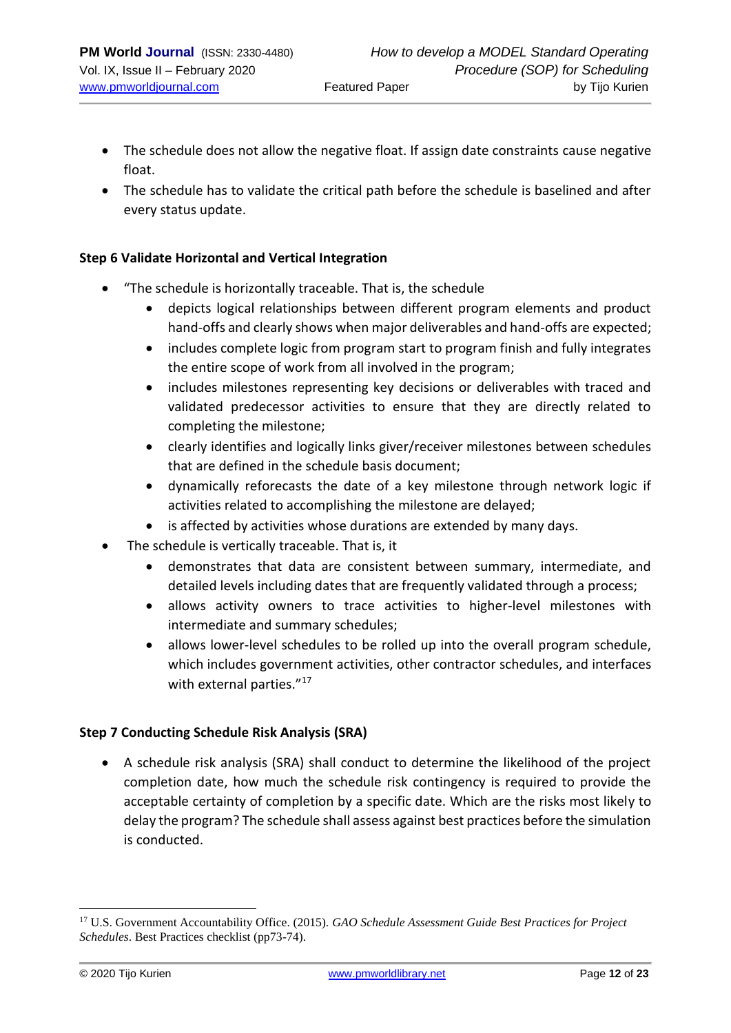- The schedule does not allow the negative float. If assign date constraints cause negative float.
- The schedule has to validate the critical path before the schedule is baselined and after every status update.

**Step 6 Validate Horizontal and Vertical Integration**

- "The schedule is horizontally traceable. That is, the schedule
  - depicts logical relationships between different program elements and product hand-offs and clearly shows when major deliverables and hand-offs are expected;
  - includes complete logic from program start to program finish and fully integrates the entire scope of work from all involved in the program;
  - includes milestones representing key decisions or deliverables with traced and validated predecessor activities to ensure that they are directly related to completing the milestone;
  - clearly identifies and logically links giver/receiver milestones between schedules that are defined in the schedule basis document;
  - dynamically reforecasts the date of a key milestone through network logic if activities related to accomplishing the milestone are delayed;
  - is affected by activities whose durations are extended by many days.
- The schedule is vertically traceable. That is, it
  - demonstrates that data are consistent between summary, intermediate, and detailed levels including dates that are frequently validated through a process;
  - allows activity owners to trace activities to higher-level milestones with intermediate and summary schedules;
  - allows lower-level schedules to be rolled up into the overall program schedule, which includes government activities, other contractor schedules, and interfaces with external parties."[17]

**Step 7 Conducting Schedule Risk Analysis (SRA)**

- A schedule risk analysis (SRA) shall conduct to determine the likelihood of the project completion date, how much the schedule risk contingency is required to provide the acceptable certainty of completion by a specific date. Which are the risks most likely to delay the program? The schedule shall assess against best practices before the simulation is conducted.

---

[17] U.S. Government Accountability Office. (2015). *GAO Schedule Assessment Guide Best Practices for Project Schedules*. Best Practices checklist (pp73-74).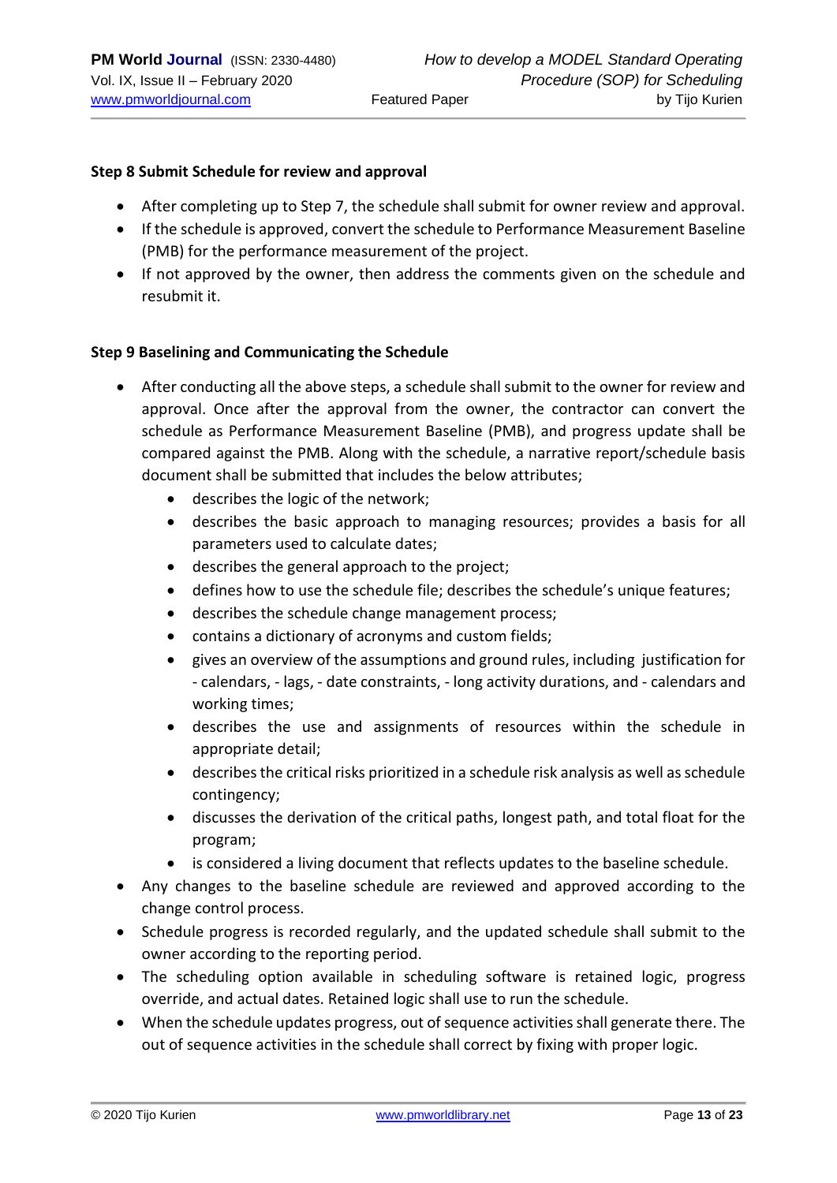**Step 8 Submit Schedule for review and approval**

- After completing up to Step 7, the schedule shall submit for owner review and approval.
- If the schedule is approved, convert the schedule to Performance Measurement Baseline (PMB) for the performance measurement of the project.
- If not approved by the owner, then address the comments given on the schedule and resubmit it.

**Step 9 Baselining and Communicating the Schedule**

- After conducting all the above steps, a schedule shall submit to the owner for review and approval. Once after the approval from the owner, the contractor can convert the schedule as Performance Measurement Baseline (PMB), and progress update shall be compared against the PMB. Along with the schedule, a narrative report/schedule basis document shall be submitted that includes the below attributes;
    - describes the logic of the network;
    - describes the basic approach to managing resources; provides a basis for all parameters used to calculate dates;
    - describes the general approach to the project;
    - defines how to use the schedule file; describes the schedule's unique features;
    - describes the schedule change management process;
    - contains a dictionary of acronyms and custom fields;
    - gives an overview of the assumptions and ground rules, including justification for - calendars, - lags, - date constraints, - long activity durations, and - calendars and working times;
    - describes the use and assignments of resources within the schedule in appropriate detail;
    - describes the critical risks prioritized in a schedule risk analysis as well as schedule contingency;
    - discusses the derivation of the critical paths, longest path, and total float for the program;
    - is considered a living document that reflects updates to the baseline schedule.
- Any changes to the baseline schedule are reviewed and approved according to the change control process.
- Schedule progress is recorded regularly, and the updated schedule shall submit to the owner according to the reporting period.
- The scheduling option available in scheduling software is retained logic, progress override, and actual dates. Retained logic shall use to run the schedule.
- When the schedule updates progress, out of sequence activities shall generate there. The out of sequence activities in the schedule shall correct by fixing with proper logic.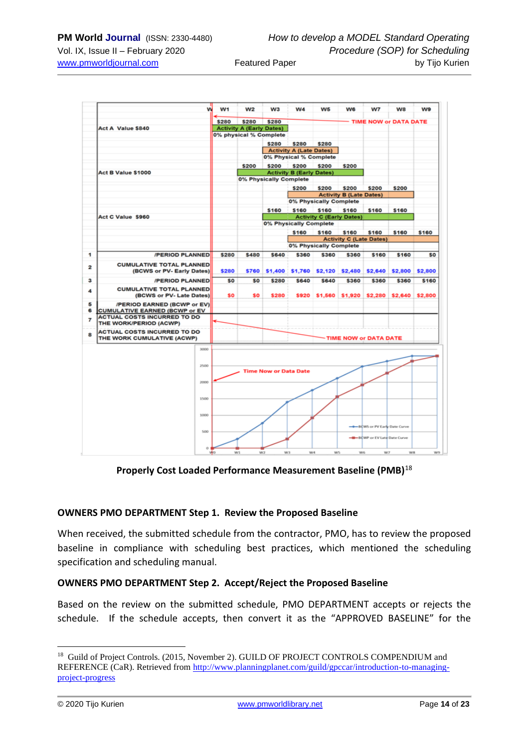| | | W1 | W2 | W3 | W4 | W5 | W6 | W7 | W8 | W9 |
|---|---|---|---|---|---|---|---|---|---|---|
| 1 | /PERIOD PLANNED | $280 | $480 | $640 | $360 | $360 | $360 | $160 | $160 | $0 |
| 2 | CUMULATIVE TOTAL PLANNED (BCWS or PV- Early Dates) | $280 | $760 | $1,400 | $1,760 | $2,120 | $2,480 | $2,640 | $2,800 | $2,800 |
| 3 | /PERIOD PLANNED | $0 | $0 | $280 | $640 | $640 | $360 | $360 | $360 | $160 |
| 4 | CUMULATIVE TOTAL PLANNED (BCWS or PV- Late Dates) | $0 | $0 | $280 | $920 | $1,560 | $1,920 | $2,280 | $2,640 | $2,800 |
| 5 | /PERIOD EARNED (BCWP or EV) | | | | | | | | | |
| 6 | CUMULATIVE EARNED (BCWP or EV | | | | | | | | | |
| 7 | ACTUAL COSTS INCURRED TO DO THE WORK/PERIOD (ACWP) | | | | | | | | | |
| 8 | ACTUAL COSTS INCURRED TO DO THE WORK CUMULATIVE (ACWP) | | | | | | | | | |

**Properly Cost Loaded Performance Measurement Baseline (PMB)**[18]

### OWNERS PMO DEPARTMENT Step 1. Review the Proposed Baseline

When received, the submitted schedule from the contractor, PMO, has to review the proposed baseline in compliance with scheduling best practices, which mentioned the scheduling specification and scheduling manual.

### OWNERS PMO DEPARTMENT Step 2. Accept/Reject the Proposed Baseline

Based on the review on the submitted schedule, PMO DEPARTMENT accepts or rejects the schedule. If the schedule accepts, then convert it as the "APPROVED BASELINE" for the

---

[18] Guild of Project Controls. (2015, November 2). GUILD OF PROJECT CONTROLS COMPENDIUM and REFERENCE (CaR). Retrieved from http://www.planningplanet.com/guild/gpccar/introduction-to-managing-project-progress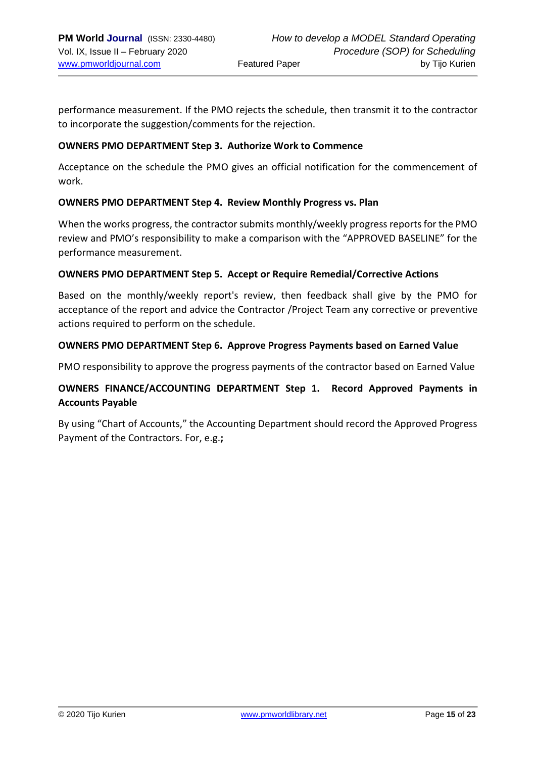performance measurement. If the PMO rejects the schedule, then transmit it to the contractor to incorporate the suggestion/comments for the rejection.

**OWNERS PMO DEPARTMENT Step 3. Authorize Work to Commence**

Acceptance on the schedule the PMO gives an official notification for the commencement of work.

**OWNERS PMO DEPARTMENT Step 4. Review Monthly Progress vs. Plan**

When the works progress, the contractor submits monthly/weekly progress reports for the PMO review and PMO's responsibility to make a comparison with the "APPROVED BASELINE" for the performance measurement.

**OWNERS PMO DEPARTMENT Step 5. Accept or Require Remedial/Corrective Actions**

Based on the monthly/weekly report's review, then feedback shall give by the PMO for acceptance of the report and advice the Contractor /Project Team any corrective or preventive actions required to perform on the schedule.

**OWNERS PMO DEPARTMENT Step 6. Approve Progress Payments based on Earned Value**

PMO responsibility to approve the progress payments of the contractor based on Earned Value

**OWNERS FINANCE/ACCOUNTING DEPARTMENT Step 1. Record Approved Payments in Accounts Payable**

By using "Chart of Accounts," the Accounting Department should record the Approved Progress Payment of the Contractors. For, e.g.**;**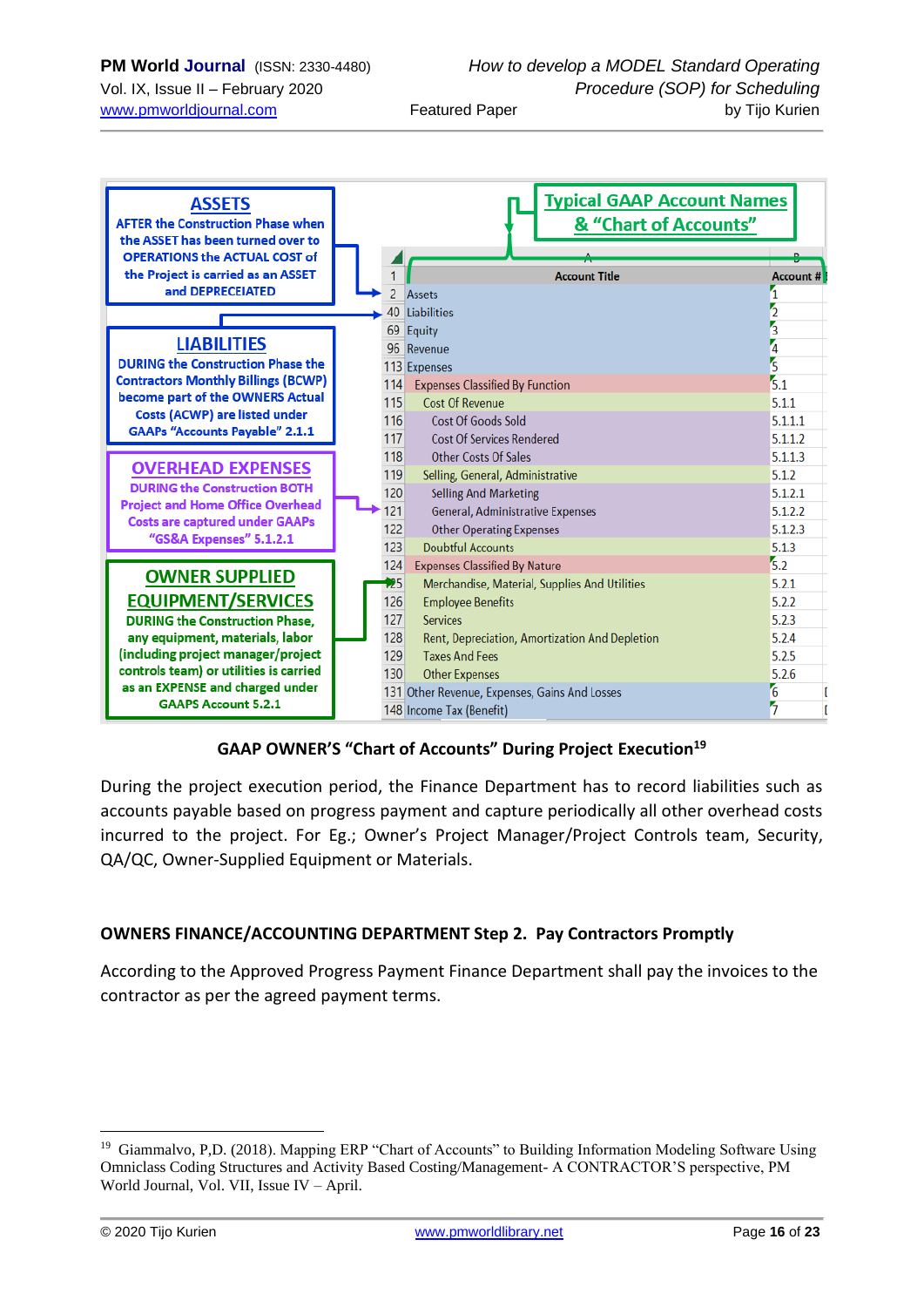**ASSETS**
AFTER the Construction Phase when the ASSET has been turned over to OPERATIONS the ACTUAL COST of the Project is carried as an ASSET and DEPRECIEATED

**LIABILITIES**
DURING the Construction Phase the Contractors Monthly Billings (BCWP) become part of the OWNERS Actual Costs (ACWP) are listed under GAAPs "Accounts Payable" 2.1.1

**OVERHEAD EXPENSES**
DURING the Construction BOTH Project and Home Office Overhead Costs are captured under GAAPs "GS&A Expenses" 5.1.2.1

**OWNER SUPPLIED EQUIPMENT/SERVICES**
DURING the Construction Phase, any equipment, materials, labor (including project manager/project controls team) or utilities is carried as an EXPENSE and charged under GAAPS Account 5.2.1

**Typical GAAP Account Names & "Chart of Accounts"**

| | A | B |
|---|---|---|
| 1 | Account Title | Account # |
| 2 | Assets | 1 |
| 40 | Liabilities | 2 |
| 69 | Equity | 3 |
| 96 | Revenue | 4 |
| 113 | Expenses | 5 |
| 114 | Expenses Classified By Function | 5.1 |
| 115 | Cost Of Revenue | 5.1.1 |
| 116 | Cost Of Goods Sold | 5.1.1.1 |
| 117 | Cost Of Services Rendered | 5.1.1.2 |
| 118 | Other Costs Of Sales | 5.1.1.3 |
| 119 | Selling, General, Administrative | 5.1.2 |
| 120 | Selling And Marketing | 5.1.2.1 |
| 121 | General, Administrative Expenses | 5.1.2.2 |
| 122 | Other Operating Expenses | 5.1.2.3 |
| 123 | Doubtful Accounts | 5.1.3 |
| 124 | Expenses Classified By Nature | 5.2 |
| 125 | Merchandise, Material, Supplies And Utilities | 5.2.1 |
| 126 | Employee Benefits | 5.2.2 |
| 127 | Services | 5.2.3 |
| 128 | Rent, Depreciation, Amortization And Depletion | 5.2.4 |
| 129 | Taxes And Fees | 5.2.5 |
| 130 | Other Expenses | 5.2.6 |
| 131 | Other Revenue, Expenses, Gains And Losses | 6 |
| 148 | Income Tax (Benefit) | 7 |

**GAAP OWNER'S "Chart of Accounts" During Project Execution**[19]

During the project execution period, the Finance Department has to record liabilities such as accounts payable based on progress payment and capture periodically all other overhead costs incurred to the project. For Eg.; Owner's Project Manager/Project Controls team, Security, QA/QC, Owner-Supplied Equipment or Materials.

**OWNERS FINANCE/ACCOUNTING DEPARTMENT Step 2. Pay Contractors Promptly**

According to the Approved Progress Payment Finance Department shall pay the invoices to the contractor as per the agreed payment terms.

---

[19] Giammalvo, P,D. (2018). Mapping ERP "Chart of Accounts" to Building Information Modeling Software Using Omniclass Coding Structures and Activity Based Costing/Management- A CONTRACTOR'S perspective, PM World Journal, Vol. VII, Issue IV – April.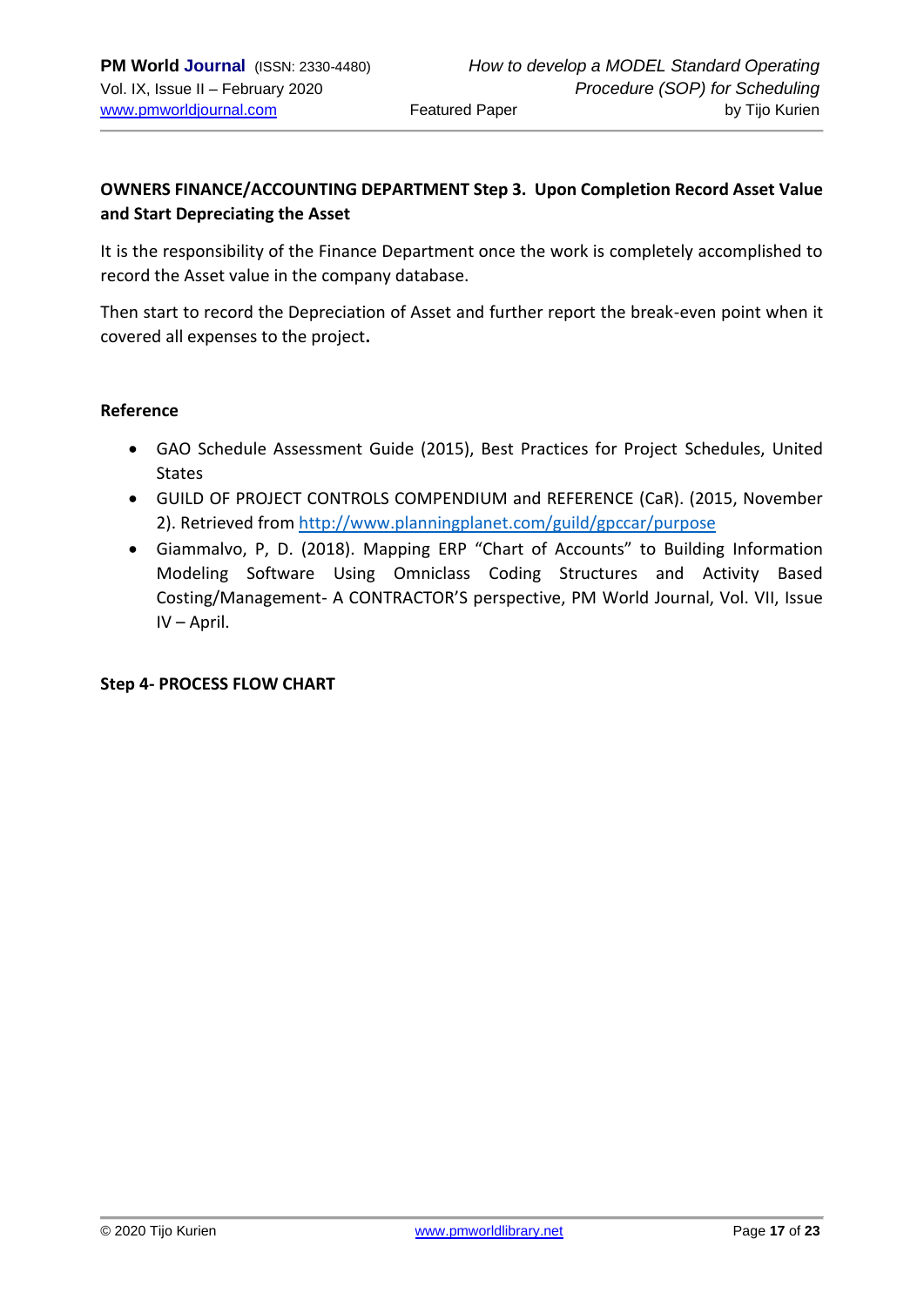**OWNERS FINANCE/ACCOUNTING DEPARTMENT Step 3. Upon Completion Record Asset Value and Start Depreciating the Asset**

It is the responsibility of the Finance Department once the work is completely accomplished to record the Asset value in the company database.

Then start to record the Depreciation of Asset and further report the break-even point when it covered all expenses to the project**.**

**Reference**

- GAO Schedule Assessment Guide (2015), Best Practices for Project Schedules, United States
- GUILD OF PROJECT CONTROLS COMPENDIUM and REFERENCE (CaR). (2015, November 2). Retrieved from http://www.planningplanet.com/guild/gpccar/purpose
- Giammalvo, P, D. (2018). Mapping ERP "Chart of Accounts" to Building Information Modeling Software Using Omniclass Coding Structures and Activity Based Costing/Management- A CONTRACTOR'S perspective, PM World Journal, Vol. VII, Issue IV – April.

**Step 4- PROCESS FLOW CHART**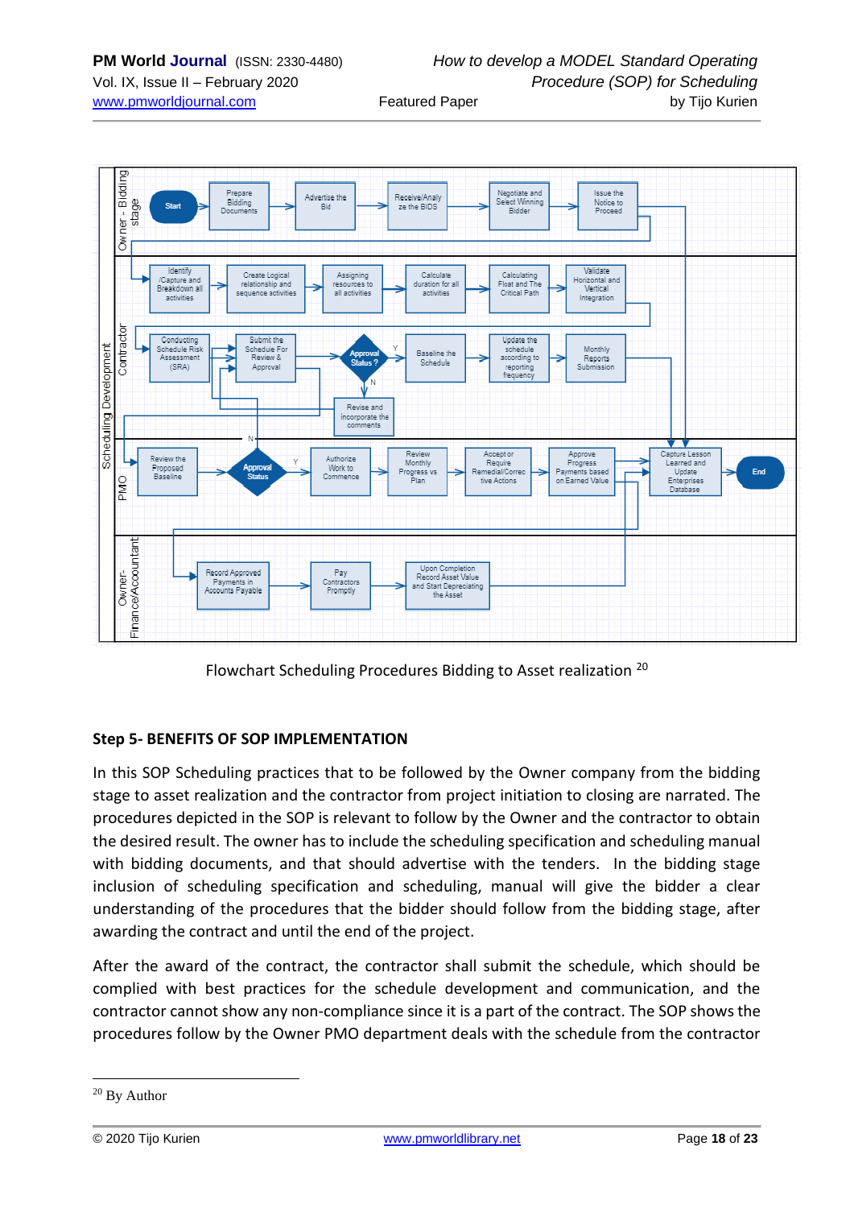Flowchart Scheduling Procedures Bidding to Asset realization [20]

### Step 5- BENEFITS OF SOP IMPLEMENTATION

In this SOP Scheduling practices that to be followed by the Owner company from the bidding stage to asset realization and the contractor from project initiation to closing are narrated. The procedures depicted in the SOP is relevant to follow by the Owner and the contractor to obtain the desired result. The owner has to include the scheduling specification and scheduling manual with bidding documents, and that should advertise with the tenders. In the bidding stage inclusion of scheduling specification and scheduling, manual will give the bidder a clear understanding of the procedures that the bidder should follow from the bidding stage, after awarding the contract and until the end of the project.

After the award of the contract, the contractor shall submit the schedule, which should be complied with best practices for the schedule development and communication, and the contractor cannot show any non-compliance since it is a part of the contract. The SOP shows the procedures follow by the Owner PMO department deals with the schedule from the contractor

[20] By Author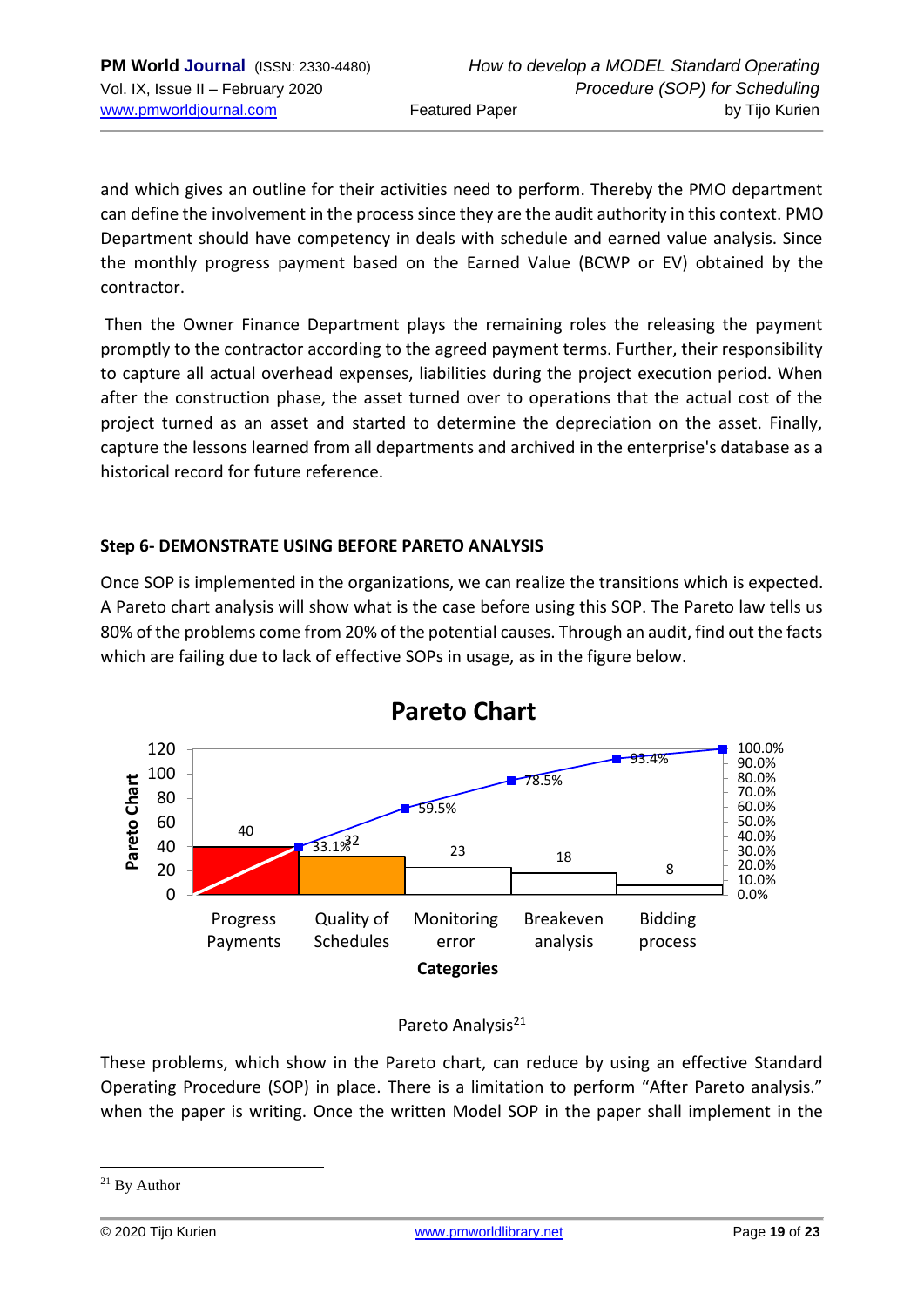and which gives an outline for their activities need to perform. Thereby the PMO department can define the involvement in the process since they are the audit authority in this context. PMO Department should have competency in deals with schedule and earned value analysis. Since the monthly progress payment based on the Earned Value (BCWP or EV) obtained by the contractor.

Then the Owner Finance Department plays the remaining roles the releasing the payment promptly to the contractor according to the agreed payment terms. Further, their responsibility to capture all actual overhead expenses, liabilities during the project execution period. When after the construction phase, the asset turned over to operations that the actual cost of the project turned as an asset and started to determine the depreciation on the asset. Finally, capture the lessons learned from all departments and archived in the enterprise's database as a historical record for future reference.

**Step 6- DEMONSTRATE USING BEFORE PARETO ANALYSIS**

Once SOP is implemented in the organizations, we can realize the transitions which is expected. A Pareto chart analysis will show what is the case before using this SOP. The Pareto law tells us 80% of the problems come from 20% of the potential causes. Through an audit, find out the facts which are failing due to lack of effective SOPs in usage, as in the figure below.

**Pareto Chart**

| Categories | Pareto Chart | Cumulative % |
|---|---|---|
| Progress Payments | 40 | 33.1% |
| Quality of Schedules | 32 | 59.5% |
| Monitoring error | 23 | 78.5% |
| Breakeven analysis | 18 | 93.4% |
| Bidding process | 8 | 100.0% |

Pareto Analysis[21]

These problems, which show in the Pareto chart, can reduce by using an effective Standard Operating Procedure (SOP) in place. There is a limitation to perform "After Pareto analysis." when the paper is writing. Once the written Model SOP in the paper shall implement in the

[21] By Author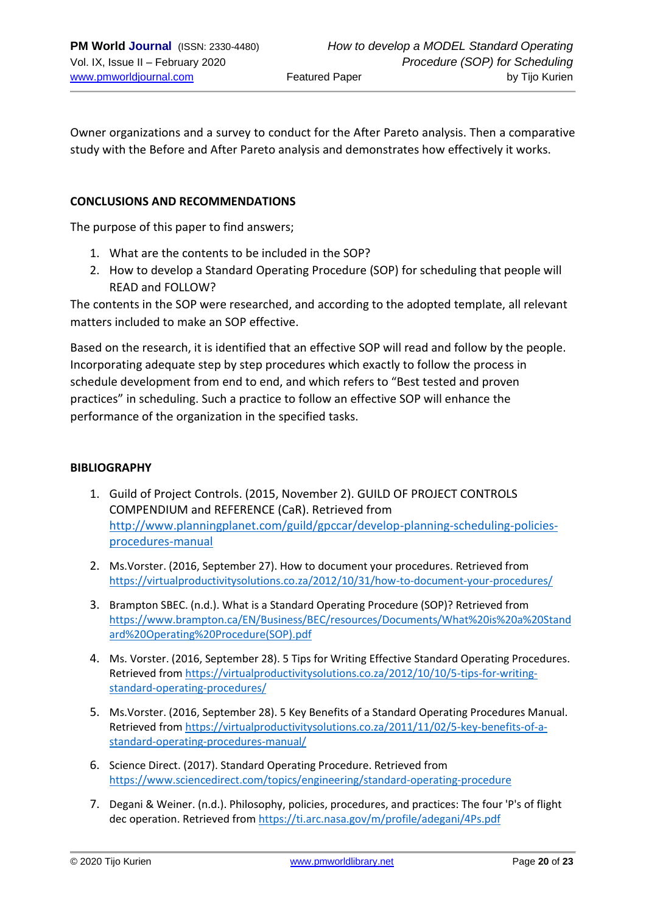Owner organizations and a survey to conduct for the After Pareto analysis. Then a comparative study with the Before and After Pareto analysis and demonstrates how effectively it works.

## CONCLUSIONS AND RECOMMENDATIONS

The purpose of this paper to find answers;

1. What are the contents to be included in the SOP?
2. How to develop a Standard Operating Procedure (SOP) for scheduling that people will READ and FOLLOW?

The contents in the SOP were researched, and according to the adopted template, all relevant matters included to make an SOP effective.

Based on the research, it is identified that an effective SOP will read and follow by the people. Incorporating adequate step by step procedures which exactly to follow the process in schedule development from end to end, and which refers to "Best tested and proven practices" in scheduling. Such a practice to follow an effective SOP will enhance the performance of the organization in the specified tasks.

## BIBLIOGRAPHY

1. Guild of Project Controls. (2015, November 2). GUILD OF PROJECT CONTROLS COMPENDIUM and REFERENCE (CaR). Retrieved from http://www.planningplanet.com/guild/gpccar/develop-planning-scheduling-policies-procedures-manual
2. Ms.Vorster. (2016, September 27). How to document your procedures. Retrieved from https://virtualproductivitysolutions.co.za/2012/10/31/how-to-document-your-procedures/
3. Brampton SBEC. (n.d.). What is a Standard Operating Procedure (SOP)? Retrieved from https://www.brampton.ca/EN/Business/BEC/resources/Documents/What%20is%20a%20Standard%20Operating%20Procedure(SOP).pdf
4. Ms. Vorster. (2016, September 28). 5 Tips for Writing Effective Standard Operating Procedures. Retrieved from https://virtualproductivitysolutions.co.za/2012/10/10/5-tips-for-writing-standard-operating-procedures/
5. Ms.Vorster. (2016, September 28). 5 Key Benefits of a Standard Operating Procedures Manual. Retrieved from https://virtualproductivitysolutions.co.za/2011/11/02/5-key-benefits-of-a-standard-operating-procedures-manual/
6. Science Direct. (2017). Standard Operating Procedure. Retrieved from https://www.sciencedirect.com/topics/engineering/standard-operating-procedure
7. Degani & Weiner. (n.d.). Philosophy, policies, procedures, and practices: The four 'P's of flight dec operation. Retrieved from https://ti.arc.nasa.gov/m/profile/adegani/4Ps.pdf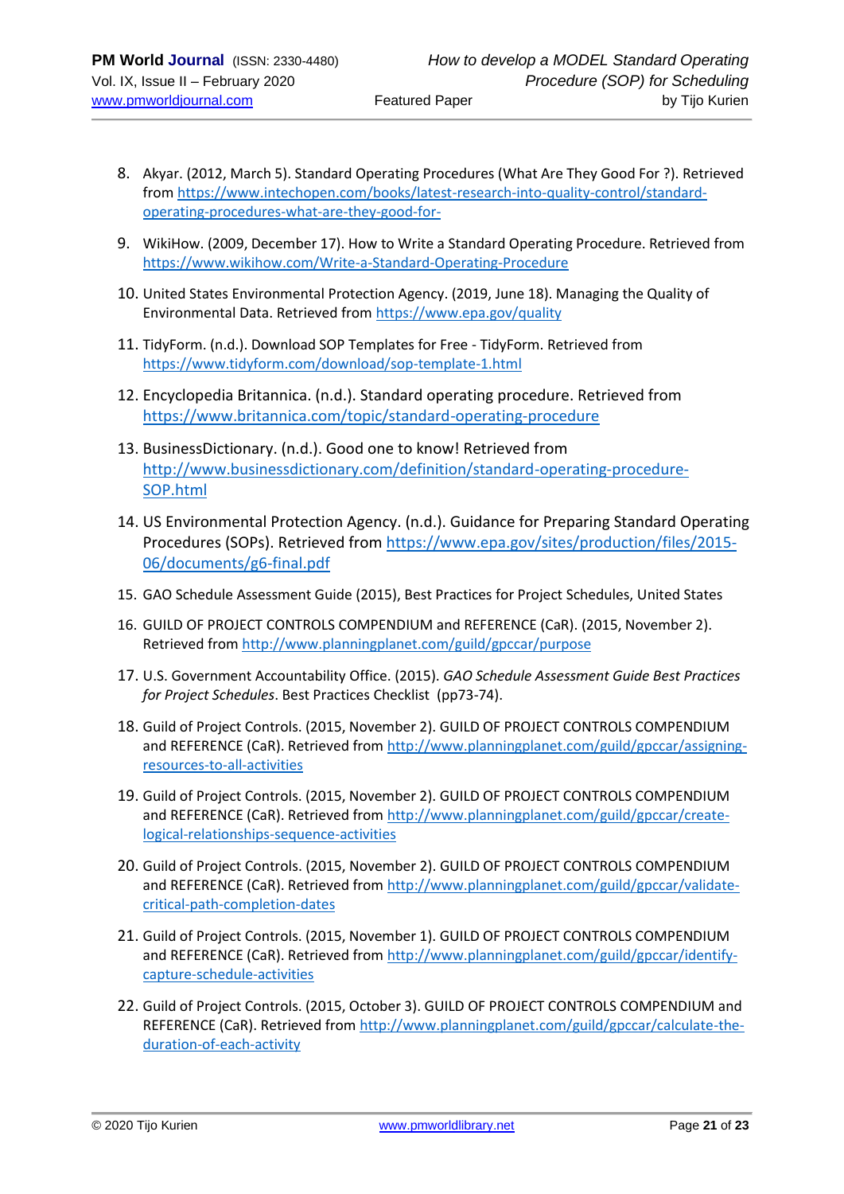8. Akyar. (2012, March 5). Standard Operating Procedures (What Are They Good For ?). Retrieved from https://www.intechopen.com/books/latest-research-into-quality-control/standard-operating-procedures-what-are-they-good-for-

9. WikiHow. (2009, December 17). How to Write a Standard Operating Procedure. Retrieved from https://www.wikihow.com/Write-a-Standard-Operating-Procedure

10. United States Environmental Protection Agency. (2019, June 18). Managing the Quality of Environmental Data. Retrieved from https://www.epa.gov/quality

11. TidyForm. (n.d.). Download SOP Templates for Free - TidyForm. Retrieved from https://www.tidyform.com/download/sop-template-1.html

12. Encyclopedia Britannica. (n.d.). Standard operating procedure. Retrieved from https://www.britannica.com/topic/standard-operating-procedure

13. BusinessDictionary. (n.d.). Good one to know! Retrieved from http://www.businessdictionary.com/definition/standard-operating-procedure-SOP.html

14. US Environmental Protection Agency. (n.d.). Guidance for Preparing Standard Operating Procedures (SOPs). Retrieved from https://www.epa.gov/sites/production/files/2015-06/documents/g6-final.pdf

15. GAO Schedule Assessment Guide (2015), Best Practices for Project Schedules, United States

16. GUILD OF PROJECT CONTROLS COMPENDIUM and REFERENCE (CaR). (2015, November 2). Retrieved from http://www.planningplanet.com/guild/gpccar/purpose

17. U.S. Government Accountability Office. (2015). *GAO Schedule Assessment Guide Best Practices for Project Schedules*. Best Practices Checklist (pp73-74).

18. Guild of Project Controls. (2015, November 2). GUILD OF PROJECT CONTROLS COMPENDIUM and REFERENCE (CaR). Retrieved from http://www.planningplanet.com/guild/gpccar/assigning-resources-to-all-activities

19. Guild of Project Controls. (2015, November 2). GUILD OF PROJECT CONTROLS COMPENDIUM and REFERENCE (CaR). Retrieved from http://www.planningplanet.com/guild/gpccar/create-logical-relationships-sequence-activities

20. Guild of Project Controls. (2015, November 2). GUILD OF PROJECT CONTROLS COMPENDIUM and REFERENCE (CaR). Retrieved from http://www.planningplanet.com/guild/gpccar/validate-critical-path-completion-dates

21. Guild of Project Controls. (2015, November 1). GUILD OF PROJECT CONTROLS COMPENDIUM and REFERENCE (CaR). Retrieved from http://www.planningplanet.com/guild/gpccar/identify-capture-schedule-activities

22. Guild of Project Controls. (2015, October 3). GUILD OF PROJECT CONTROLS COMPENDIUM and REFERENCE (CaR). Retrieved from http://www.planningplanet.com/guild/gpccar/calculate-the-duration-of-each-activity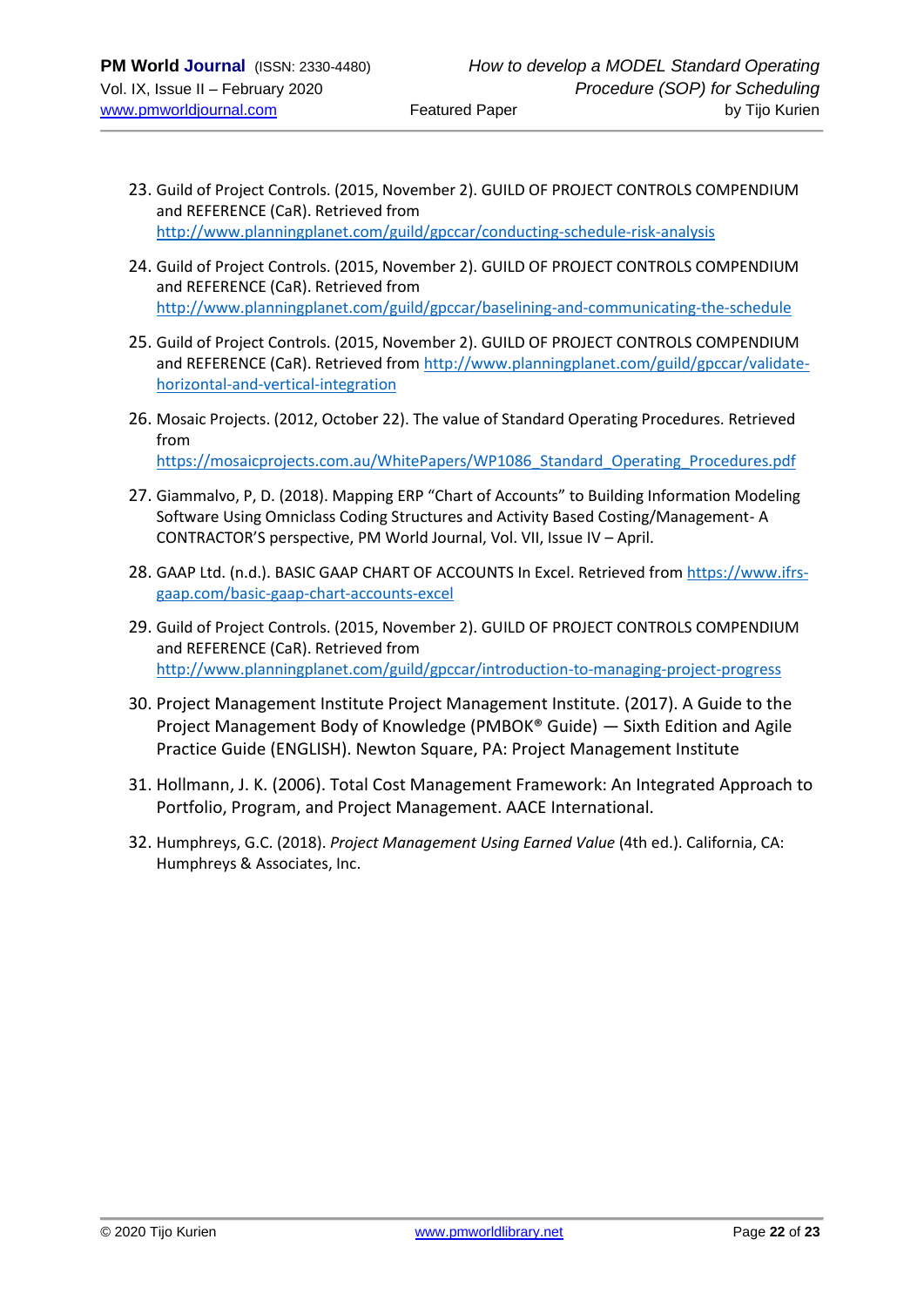23. Guild of Project Controls. (2015, November 2). GUILD OF PROJECT CONTROLS COMPENDIUM and REFERENCE (CaR). Retrieved from http://www.planningplanet.com/guild/gpccar/conducting-schedule-risk-analysis

24. Guild of Project Controls. (2015, November 2). GUILD OF PROJECT CONTROLS COMPENDIUM and REFERENCE (CaR). Retrieved from http://www.planningplanet.com/guild/gpccar/baselining-and-communicating-the-schedule

25. Guild of Project Controls. (2015, November 2). GUILD OF PROJECT CONTROLS COMPENDIUM and REFERENCE (CaR). Retrieved from http://www.planningplanet.com/guild/gpccar/validate-horizontal-and-vertical-integration

26. Mosaic Projects. (2012, October 22). The value of Standard Operating Procedures. Retrieved from https://mosaicprojects.com.au/WhitePapers/WP1086_Standard_Operating_Procedures.pdf

27. Giammalvo, P, D. (2018). Mapping ERP "Chart of Accounts" to Building Information Modeling Software Using Omniclass Coding Structures and Activity Based Costing/Management- A CONTRACTOR'S perspective, PM World Journal, Vol. VII, Issue IV – April.

28. GAAP Ltd. (n.d.). BASIC GAAP CHART OF ACCOUNTS In Excel. Retrieved from https://www.ifrs-gaap.com/basic-gaap-chart-accounts-excel

29. Guild of Project Controls. (2015, November 2). GUILD OF PROJECT CONTROLS COMPENDIUM and REFERENCE (CaR). Retrieved from http://www.planningplanet.com/guild/gpccar/introduction-to-managing-project-progress

30. Project Management Institute Project Management Institute. (2017). A Guide to the Project Management Body of Knowledge (PMBOK® Guide) — Sixth Edition and Agile Practice Guide (ENGLISH). Newton Square, PA: Project Management Institute

31. Hollmann, J. K. (2006). Total Cost Management Framework: An Integrated Approach to Portfolio, Program, and Project Management. AACE International.

32. Humphreys, G.C. (2018). *Project Management Using Earned Value* (4th ed.). California, CA: Humphreys & Associates, Inc.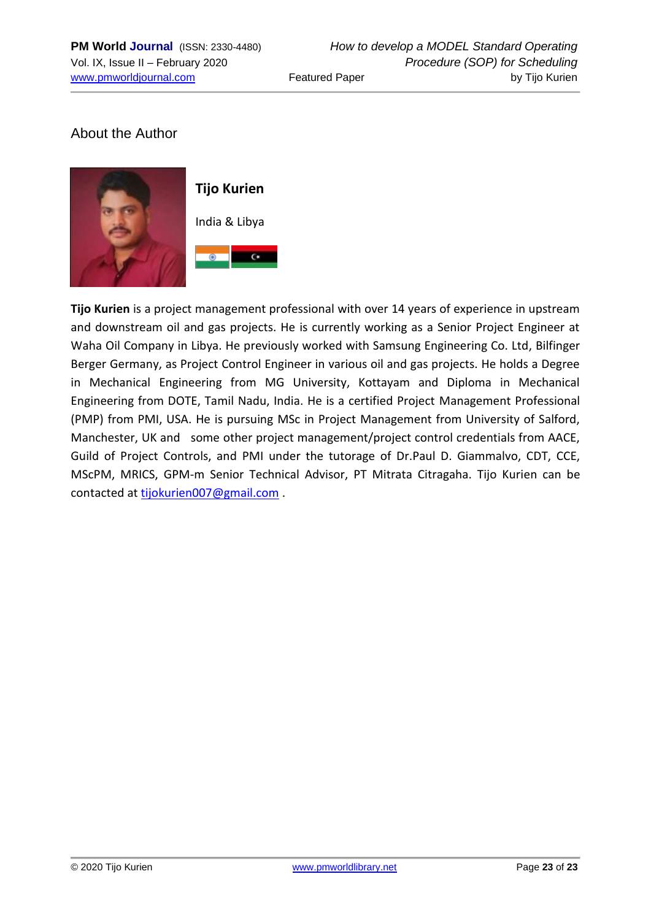## About the Author

**Tijo Kurien**

India & Libya

**Tijo Kurien** is a project management professional with over 14 years of experience in upstream and downstream oil and gas projects. He is currently working as a Senior Project Engineer at Waha Oil Company in Libya. He previously worked with Samsung Engineering Co. Ltd, Bilfinger Berger Germany, as Project Control Engineer in various oil and gas projects. He holds a Degree in Mechanical Engineering from MG University, Kottayam and Diploma in Mechanical Engineering from DOTE, Tamil Nadu, India. He is a certified Project Management Professional (PMP) from PMI, USA. He is pursuing MSc in Project Management from University of Salford, Manchester, UK and some other project management/project control credentials from AACE, Guild of Project Controls, and PMI under the tutorage of Dr.Paul D. Giammalvo, CDT, CCE, MScPM, MRICS, GPM-m Senior Technical Advisor, PT Mitrata Citragaha. Tijo Kurien can be contacted at tijokurien007@gmail.com .